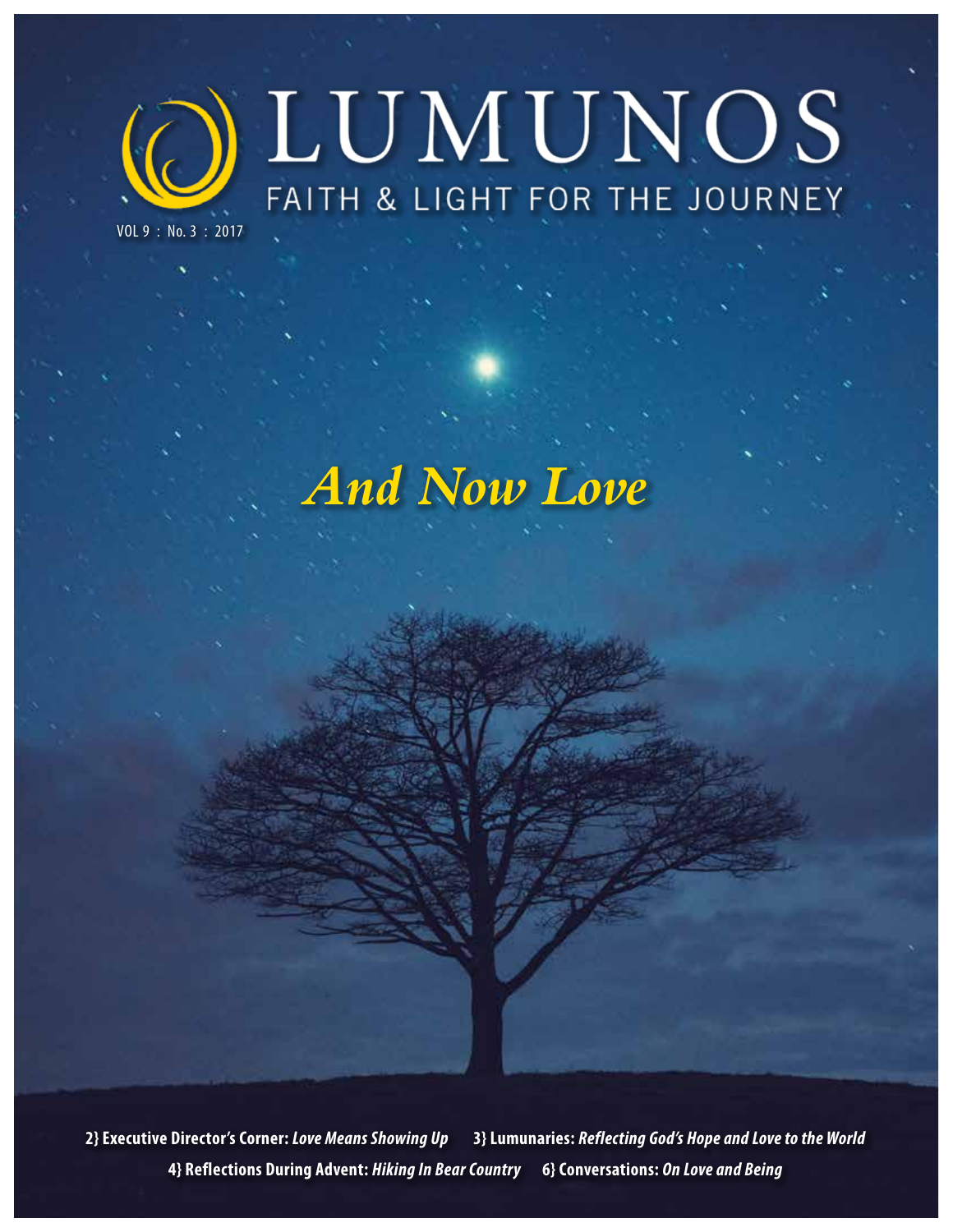# LUMUNOS

FAITH & LIGHT FOR THE JOURNEY

VOL 9 : No. 3 : 2017

## *And Now Love*

**2} Executive Director's Corner:** ***Love Means Showing Up*** **3} Lumunaries:** ***Reflecting God's Hope and Love to the World***

**4} Reflections During Advent:** ***Hiking In Bear Country*** **6} Conversations:** ***On Love and Being***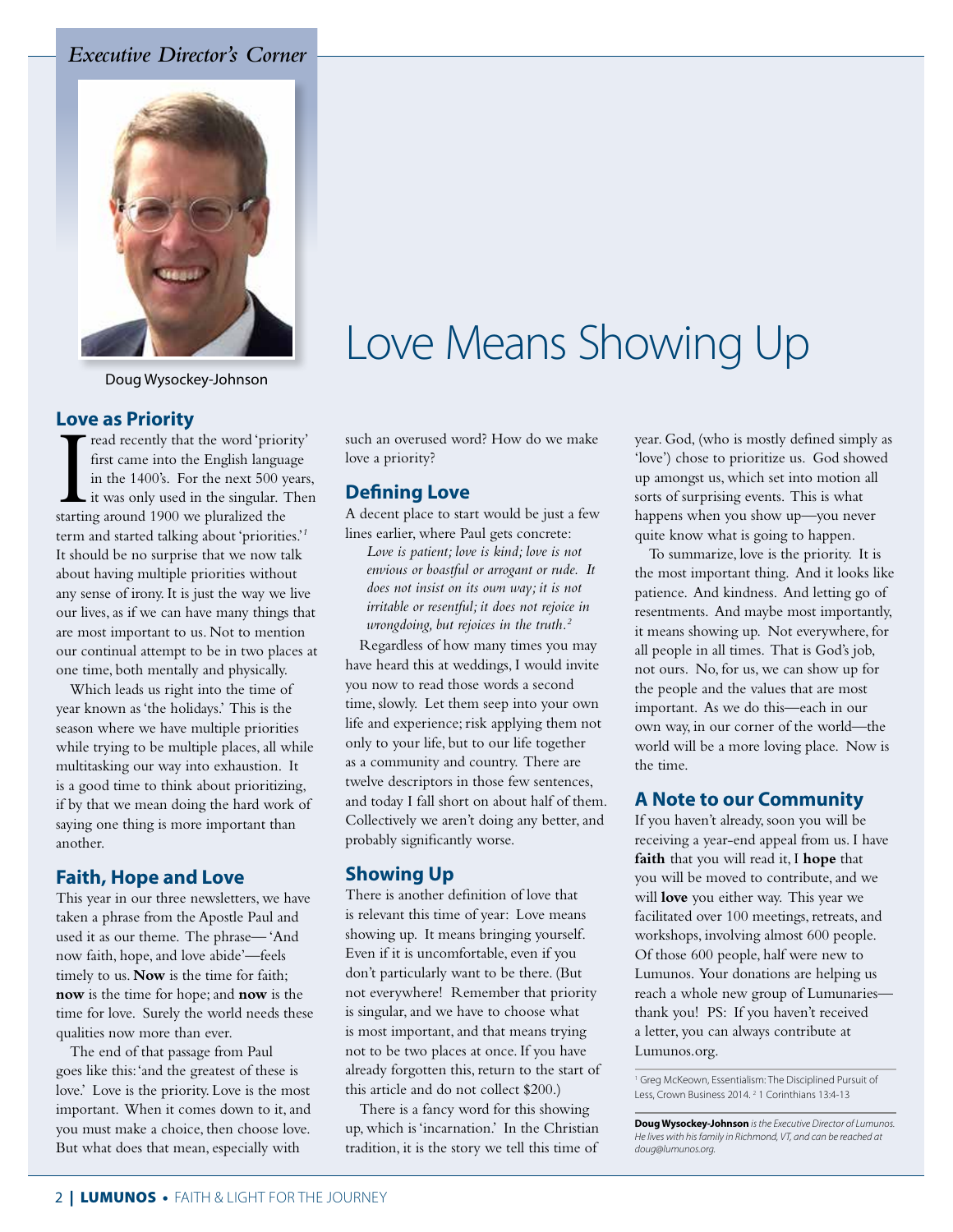*Executive Director's Corner*

Doug Wysockey-Johnson

# Love Means Showing Up

## Love as Priority

I read recently that the word 'priority' first came into the English language in the 1400's. For the next 500 years, it was only used in the singular. Then starting around 1900 we pluralized the term and started talking about 'priorities.'[1] It should be no surprise that we now talk about having multiple priorities without any sense of irony. It is just the way we live our lives, as if we can have many things that are most important to us. Not to mention our continual attempt to be in two places at one time, both mentally and physically.

Which leads us right into the time of year known as 'the holidays.' This is the season where we have multiple priorities while trying to be multiple places, all while multitasking our way into exhaustion. It is a good time to think about prioritizing, if by that we mean doing the hard work of saying one thing is more important than another.

## Faith, Hope and Love

This year in our three newsletters, we have taken a phrase from the Apostle Paul and used it as our theme. The phrase—'And now faith, hope, and love abide'—feels timely to us. **Now** is the time for faith; **now** is the time for hope; and **now** is the time for love. Surely the world needs these qualities now more than ever.

The end of that passage from Paul goes like this: 'and the greatest of these is love.' Love is the priority. Love is the most important. When it comes down to it, and you must make a choice, then choose love. But what does that mean, especially with such an overused word? How do we make love a priority?

## Defining Love

A decent place to start would be just a few lines earlier, where Paul gets concrete:

*Love is patient; love is kind; love is not envious or boastful or arrogant or rude. It does not insist on its own way; it is not irritable or resentful; it does not rejoice in wrongdoing, but rejoices in the truth.*[2]

Regardless of how many times you may have heard this at weddings, I would invite you now to read those words a second time, slowly. Let them seep into your own life and experience; risk applying them not only to your life, but to our life together as a community and country. There are twelve descriptors in those few sentences, and today I fall short on about half of them. Collectively we aren't doing any better, and probably significantly worse.

## Showing Up

There is another definition of love that is relevant this time of year: Love means showing up. It means bringing yourself. Even if it is uncomfortable, even if you don't particularly want to be there. (But not everywhere! Remember that priority is singular, and we have to choose what is most important, and that means trying not to be two places at once. If you have already forgotten this, return to the start of this article and do not collect $200.)

There is a fancy word for this showing up, which is 'incarnation.' In the Christian tradition, it is the story we tell this time of year. God, (who is mostly defined simply as 'love') chose to prioritize us. God showed up amongst us, which set into motion all sorts of surprising events. This is what happens when you show up—you never quite know what is going to happen.

To summarize, love is the priority. It is the most important thing. And it looks like patience. And kindness. And letting go of resentments. And maybe most importantly, it means showing up. Not everywhere, for all people in all times. That is God's job, not ours. No, for us, we can show up for the people and the values that are most important. As we do this—each in our own way, in our corner of the world—the world will be a more loving place. Now is the time.

## A Note to our Community

If you haven't already, soon you will be receiving a year-end appeal from us. I have **faith** that you will read it, I **hope** that you will be moved to contribute, and we will **love** you either way. This year we facilitated over 100 meetings, retreats, and workshops, involving almost 600 people. Of those 600 people, half were new to Lumunos. Your donations are helping us reach a whole new group of Lumunaries—thank you! PS: If you haven't received a letter, you can always contribute at Lumunos.org.

[1] Greg McKeown, Essentialism: The Disciplined Pursuit of Less, Crown Business 2014. [2] 1 Corinthians 13:4-13

**Doug Wysockey-Johnson** *is the Executive Director of Lumunos. He lives with his family in Richmond, VT, and can be reached at doug@lumunos.org.*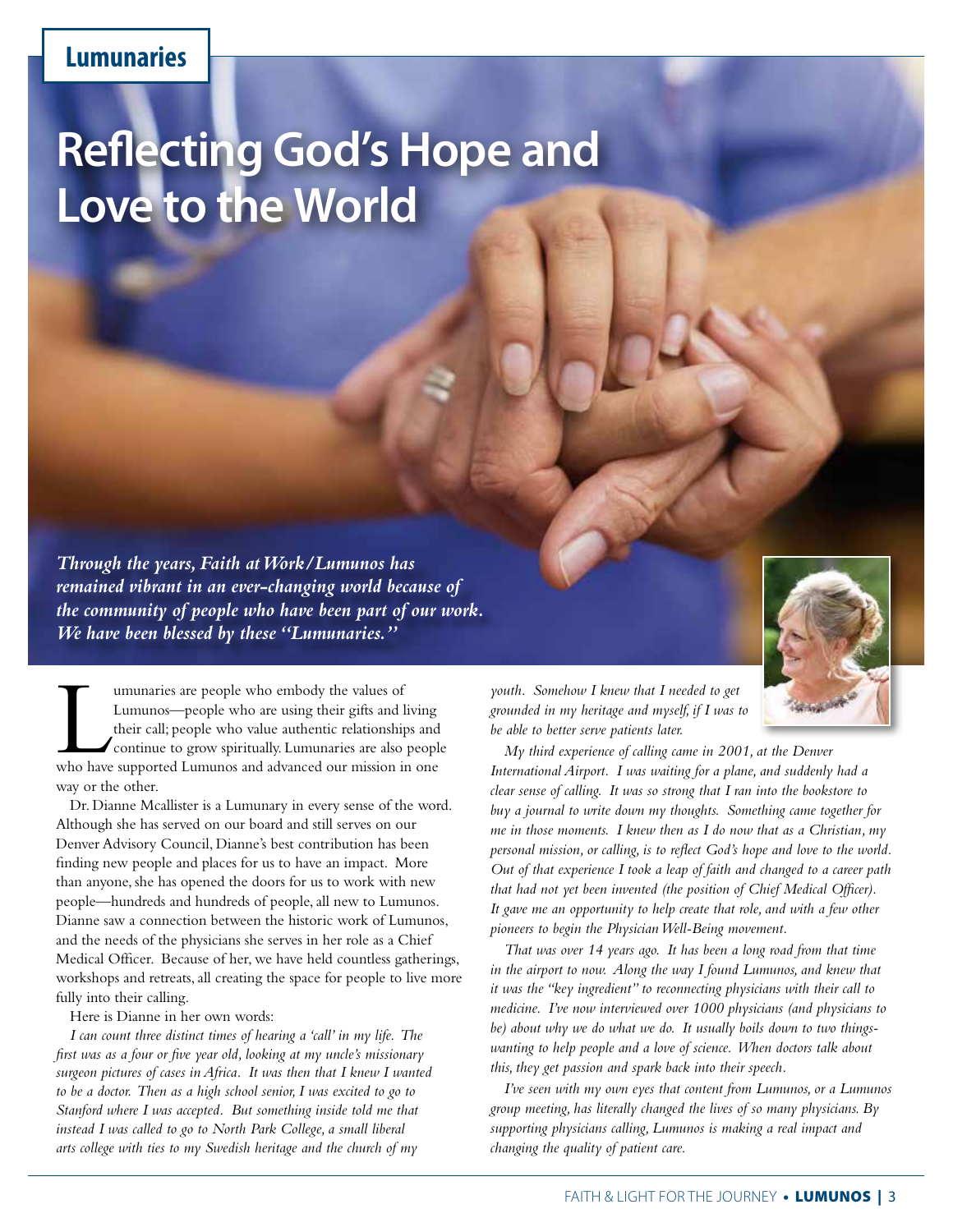**Lumunaries**

# Reflecting God's Hope and Love to the World

***Through the years, Faith at Work/Lumunos has remained vibrant in an ever-changing world because of the community of people who have been part of our work. We have been blessed by these "Lumunaries."***

Lumunaries are people who embody the values of Lumunos—people who are using their gifts and living their call; people who value authentic relationships and continue to grow spiritually. Lumunaries are also people who have supported Lumunos and advanced our mission in one way or the other.

Dr. Dianne Mcallister is a Lumunary in every sense of the word. Although she has served on our board and still serves on our Denver Advisory Council, Dianne's best contribution has been finding new people and places for us to have an impact. More than anyone, she has opened the doors for us to work with new people—hundreds and hundreds of people, all new to Lumunos. Dianne saw a connection between the historic work of Lumunos, and the needs of the physicians she serves in her role as a Chief Medical Officer. Because of her, we have held countless gatherings, workshops and retreats, all creating the space for people to live more fully into their calling.

Here is Dianne in her own words:

*I can count three distinct times of hearing a 'call' in my life. The first was as a four or five year old, looking at my uncle's missionary surgeon pictures of cases in Africa. It was then that I knew I wanted to be a doctor. Then as a high school senior, I was excited to go to Stanford where I was accepted. But something inside told me that instead I was called to go to North Park College, a small liberal arts college with ties to my Swedish heritage and the church of my youth. Somehow I knew that I needed to get grounded in my heritage and myself, if I was to be able to better serve patients later.*

*My third experience of calling came in 2001, at the Denver International Airport. I was waiting for a plane, and suddenly had a clear sense of calling. It was so strong that I ran into the bookstore to buy a journal to write down my thoughts. Something came together for me in those moments. I knew then as I do now that as a Christian, my personal mission, or calling, is to reflect God's hope and love to the world. Out of that experience I took a leap of faith and changed to a career path that had not yet been invented (the position of Chief Medical Officer). It gave me an opportunity to help create that role, and with a few other pioneers to begin the Physician Well-Being movement.*

*That was over 14 years ago. It has been a long road from that time in the airport to now. Along the way I found Lumunos, and knew that it was the "key ingredient" to reconnecting physicians with their call to medicine. I've now interviewed over 1000 physicians (and physicians to be) about why we do what we do. It usually boils down to two things-wanting to help people and a love of science. When doctors talk about this, they get passion and spark back into their speech.*

*I've seen with my own eyes that content from Lumunos, or a Lumunos group meeting, has literally changed the lives of so many physicians. By supporting physicians calling, Lumunos is making a real impact and changing the quality of patient care.*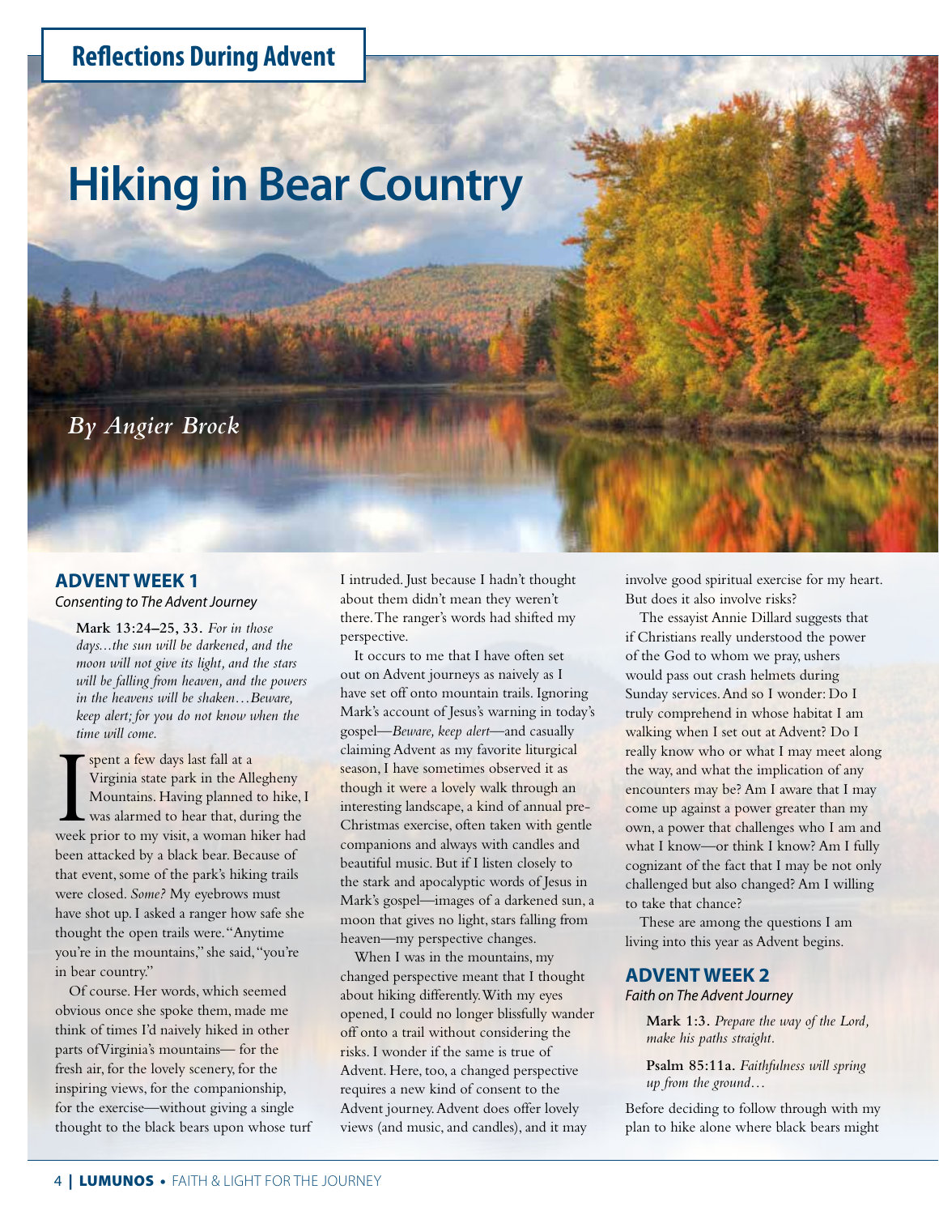## Reflections During Advent

# Hiking in Bear Country

*By Angier Brock*

## ADVENT WEEK 1

*Consenting to The Advent Journey*

> **Mark 13:24–25, 33.** *For in those days…the sun will be darkened, and the moon will not give its light, and the stars will be falling from heaven, and the powers in the heavens will be shaken…Beware, keep alert; for you do not know when the time will come.*

I spent a few days last fall at a Virginia state park in the Allegheny Mountains. Having planned to hike, I was alarmed to hear that, during the week prior to my visit, a woman hiker had been attacked by a black bear. Because of that event, some of the park's hiking trails were closed. *Some?* My eyebrows must have shot up. I asked a ranger how safe she thought the open trails were. "Anytime you're in the mountains," she said, "you're in bear country."

Of course. Her words, which seemed obvious once she spoke them, made me think of times I'd naively hiked in other parts of Virginia's mountains— for the fresh air, for the lovely scenery, for the inspiring views, for the companionship, for the exercise—without giving a single thought to the black bears upon whose turf I intruded. Just because I hadn't thought about them didn't mean they weren't there. The ranger's words had shifted my perspective.

It occurs to me that I have often set out on Advent journeys as naively as I have set off onto mountain trails. Ignoring Mark's account of Jesus's warning in today's gospel—*Beware, keep alert*—and casually claiming Advent as my favorite liturgical season, I have sometimes observed it as though it were a lovely walk through an interesting landscape, a kind of annual pre-Christmas exercise, often taken with gentle companions and always with candles and beautiful music. But if I listen closely to the stark and apocalyptic words of Jesus in Mark's gospel—images of a darkened sun, a moon that gives no light, stars falling from heaven—my perspective changes.

When I was in the mountains, my changed perspective meant that I thought about hiking differently. With my eyes opened, I could no longer blissfully wander off onto a trail without considering the risks. I wonder if the same is true of Advent. Here, too, a changed perspective requires a new kind of consent to the Advent journey. Advent does offer lovely views (and music, and candles), and it may involve good spiritual exercise for my heart. But does it also involve risks?

The essayist Annie Dillard suggests that if Christians really understood the power of the God to whom we pray, ushers would pass out crash helmets during Sunday services. And so I wonder: Do I truly comprehend in whose habitat I am walking when I set out at Advent? Do I really know who or what I may meet along the way, and what the implication of any encounters may be? Am I aware that I may come up against a power greater than my own, a power that challenges who I am and what I know—or think I know? Am I fully cognizant of the fact that I may be not only challenged but also changed? Am I willing to take that chance?

These are among the questions I am living into this year as Advent begins.

## ADVENT WEEK 2

*Faith on The Advent Journey*

> **Mark 1:3.** *Prepare the way of the Lord, make his paths straight.*

> **Psalm 85:11a.** *Faithfulness will spring up from the ground…*

Before deciding to follow through with my plan to hike alone where black bears might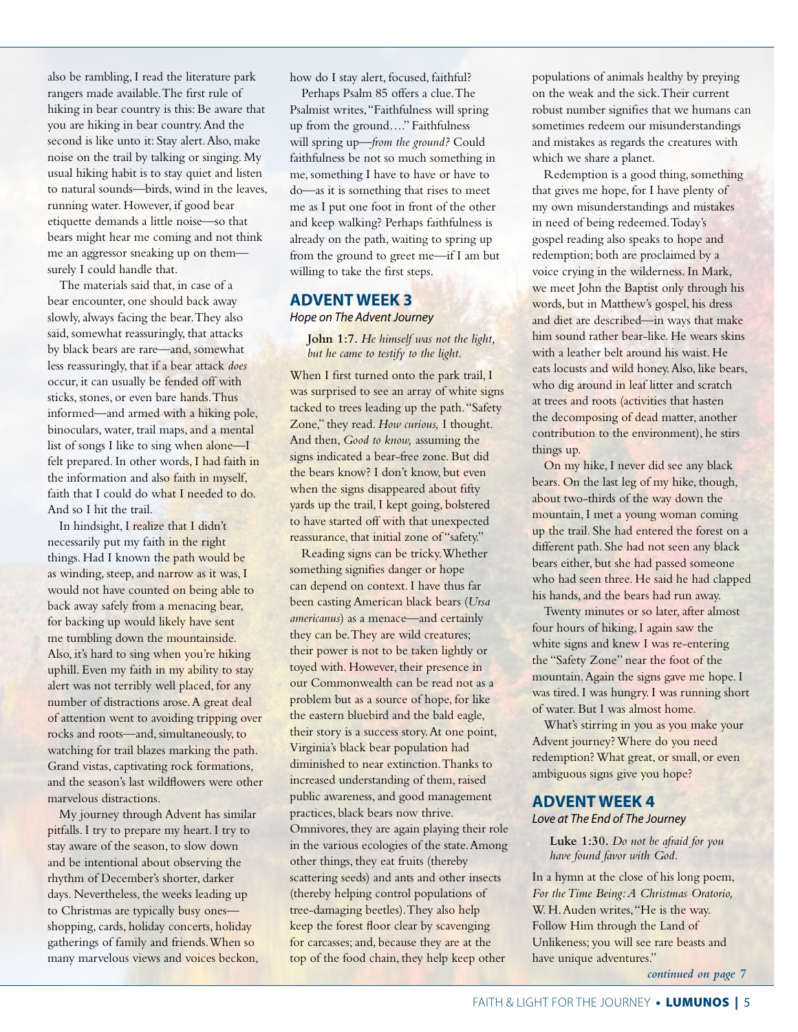also be rambling, I read the literature park rangers made available. The first rule of hiking in bear country is this: Be aware that you are hiking in bear country. And the second is like unto it: Stay alert. Also, make noise on the trail by talking or singing. My usual hiking habit is to stay quiet and listen to natural sounds—birds, wind in the leaves, running water. However, if good bear etiquette demands a little noise—so that bears might hear me coming and not think me an aggressor sneaking up on them—surely I could handle that.

The materials said that, in case of a bear encounter, one should back away slowly, always facing the bear. They also said, somewhat reassuringly, that attacks by black bears are rare—and, somewhat less reassuringly, that if a bear attack *does* occur, it can usually be fended off with sticks, stones, or even bare hands. Thus informed—and armed with a hiking pole, binoculars, water, trail maps, and a mental list of songs I like to sing when alone—I felt prepared. In other words, I had faith in the information and also faith in myself, faith that I could do what I needed to do. And so I hit the trail.

In hindsight, I realize that I didn't necessarily put my faith in the right things. Had I known the path would be as winding, steep, and narrow as it was, I would not have counted on being able to back away safely from a menacing bear, for backing up would likely have sent me tumbling down the mountainside. Also, it's hard to sing when you're hiking uphill. Even my faith in my ability to stay alert was not terribly well placed, for any number of distractions arose. A great deal of attention went to avoiding tripping over rocks and roots—and, simultaneously, to watching for trail blazes marking the path. Grand vistas, captivating rock formations, and the season's last wildflowers were other marvelous distractions.

My journey through Advent has similar pitfalls. I try to prepare my heart. I try to stay aware of the season, to slow down and be intentional about observing the rhythm of December's shorter, darker days. Nevertheless, the weeks leading up to Christmas are typically busy ones—shopping, cards, holiday concerts, holiday gatherings of family and friends. When so many marvelous views and voices beckon, how do I stay alert, focused, faithful?

Perhaps Psalm 85 offers a clue. The Psalmist writes, "Faithfulness will spring up from the ground…." Faithfulness will spring up—*from the ground?* Could faithfulness be not so much something in me, something I have to have or have to do—as it is something that rises to meet me as I put one foot in front of the other and keep walking? Perhaps faithfulness is already on the path, waiting to spring up from the ground to greet me—if I am but willing to take the first steps.

## ADVENT WEEK 3

*Hope on The Advent Journey*

> **John 1:7.** *He himself was not the light, but he came to testify to the light.*

When I first turned onto the park trail, I was surprised to see an array of white signs tacked to trees leading up the path. "Safety Zone," they read. *How curious,* I thought. And then, *Good to know,* assuming the signs indicated a bear-free zone. But did the bears know? I don't know, but even when the signs disappeared about fifty yards up the trail, I kept going, bolstered to have started off with that unexpected reassurance, that initial zone of "safety."

Reading signs can be tricky. Whether something signifies danger or hope can depend on context. I have thus far been casting American black bears (*Ursa americanus*) as a menace—and certainly they can be. They are wild creatures; their power is not to be taken lightly or toyed with. However, their presence in our Commonwealth can be read not as a problem but as a source of hope, for like the eastern bluebird and the bald eagle, their story is a success story. At one point, Virginia's black bear population had diminished to near extinction. Thanks to increased understanding of them, raised public awareness, and good management practices, black bears now thrive. Omnivores, they are again playing their role in the various ecologies of the state. Among other things, they eat fruits (thereby scattering seeds) and ants and other insects (thereby helping control populations of tree-damaging beetles). They also help keep the forest floor clear by scavenging for carcasses; and, because they are at the top of the food chain, they help keep other populations of animals healthy by preying on the weak and the sick. Their current robust number signifies that we humans can sometimes redeem our misunderstandings and mistakes as regards the creatures with which we share a planet.

Redemption is a good thing, something that gives me hope, for I have plenty of my own misunderstandings and mistakes in need of being redeemed. Today's gospel reading also speaks to hope and redemption; both are proclaimed by a voice crying in the wilderness. In Mark, we meet John the Baptist only through his words, but in Matthew's gospel, his dress and diet are described—in ways that make him sound rather bear-like. He wears skins with a leather belt around his waist. He eats locusts and wild honey. Also, like bears, who dig around in leaf litter and scratch at trees and roots (activities that hasten the decomposing of dead matter, another contribution to the environment), he stirs things up.

On my hike, I never did see any black bears. On the last leg of my hike, though, about two-thirds of the way down the mountain, I met a young woman coming up the trail. She had entered the forest on a different path. She had not seen any black bears either, but she had passed someone who had seen three. He said he had clapped his hands, and the bears had run away.

Twenty minutes or so later, after almost four hours of hiking, I again saw the white signs and knew I was re-entering the "Safety Zone" near the foot of the mountain. Again the signs gave me hope. I was tired. I was hungry. I was running short of water. But I was almost home.

What's stirring in you as you make your Advent journey? Where do you need redemption? What great, or small, or even ambiguous signs give you hope?

## ADVENT WEEK 4

*Love at The End of The Journey*

> **Luke 1:30.** *Do not be afraid for you have found favor with God.*

In a hymn at the close of his long poem, *For the Time Being: A Christmas Oratorio,* W. H. Auden writes, "He is the way. Follow Him through the Land of Unlikeness; you will see rare beasts and have unique adventures."

*continued on page 7*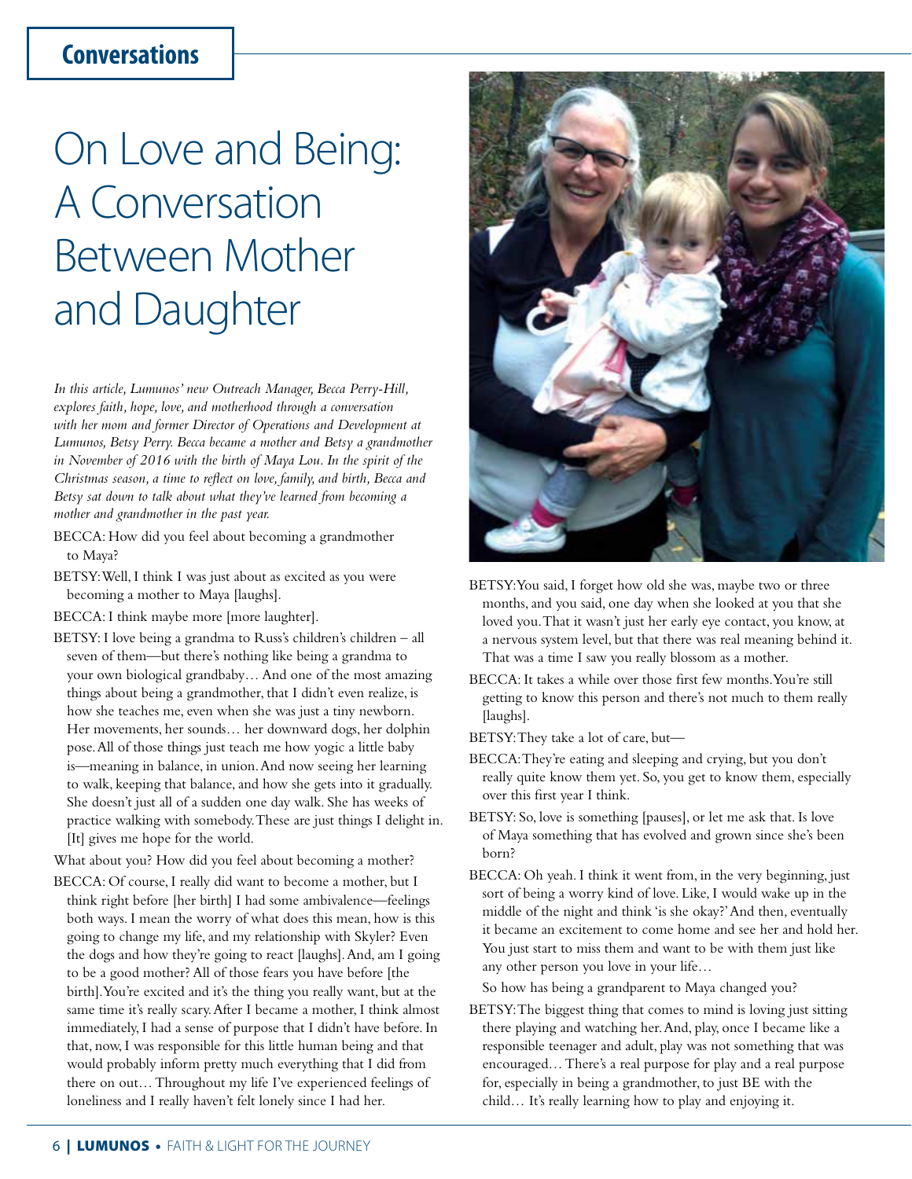Conversations

# On Love and Being: A Conversation Between Mother and Daughter

*In this article, Lumunos' new Outreach Manager, Becca Perry-Hill, explores faith, hope, love, and motherhood through a conversation with her mom and former Director of Operations and Development at Lumunos, Betsy Perry. Becca became a mother and Betsy a grandmother in November of 2016 with the birth of Maya Lou. In the spirit of the Christmas season, a time to reflect on love, family, and birth, Becca and Betsy sat down to talk about what they've learned from becoming a mother and grandmother in the past year.*

BECCA: How did you feel about becoming a grandmother to Maya?

BETSY: Well, I think I was just about as excited as you were becoming a mother to Maya [laughs].

BECCA: I think maybe more [more laughter].

BETSY: I love being a grandma to Russ's children's children – all seven of them—but there's nothing like being a grandma to your own biological grandbaby… And one of the most amazing things about being a grandmother, that I didn't even realize, is how she teaches me, even when she was just a tiny newborn. Her movements, her sounds… her downward dogs, her dolphin pose. All of those things just teach me how yogic a little baby is—meaning in balance, in union. And now seeing her learning to walk, keeping that balance, and how she gets into it gradually. She doesn't just all of a sudden one day walk. She has weeks of practice walking with somebody. These are just things I delight in. [It] gives me hope for the world.

What about you? How did you feel about becoming a mother?

BECCA: Of course, I really did want to become a mother, but I think right before [her birth] I had some ambivalence—feelings both ways. I mean the worry of what does this mean, how is this going to change my life, and my relationship with Skyler? Even the dogs and how they're going to react [laughs]. And, am I going to be a good mother? All of those fears you have before [the birth]. You're excited and it's the thing you really want, but at the same time it's really scary. After I became a mother, I think almost immediately, I had a sense of purpose that I didn't have before. In that, now, I was responsible for this little human being and that would probably inform pretty much everything that I did from there on out… Throughout my life I've experienced feelings of loneliness and I really haven't felt lonely since I had her.

BETSY: You said, I forget how old she was, maybe two or three months, and you said, one day when she looked at you that she loved you. That it wasn't just her early eye contact, you know, at a nervous system level, but that there was real meaning behind it. That was a time I saw you really blossom as a mother.

BECCA: It takes a while over those first few months. You're still getting to know this person and there's not much to them really [laughs].

BETSY: They take a lot of care, but—

BECCA: They're eating and sleeping and crying, but you don't really quite know them yet. So, you get to know them, especially over this first year I think.

BETSY: So, love is something [pauses], or let me ask that. Is love of Maya something that has evolved and grown since she's been born?

BECCA: Oh yeah. I think it went from, in the very beginning, just sort of being a worry kind of love. Like, I would wake up in the middle of the night and think 'is she okay?' And then, eventually it became an excitement to come home and see her and hold her. You just start to miss them and want to be with them just like any other person you love in your life…

So how has being a grandparent to Maya changed you?

BETSY: The biggest thing that comes to mind is loving just sitting there playing and watching her. And, play, once I became like a responsible teenager and adult, play was not something that was encouraged… There's a real purpose for play and a real purpose for, especially in being a grandmother, to just BE with the child… It's really learning how to play and enjoying it.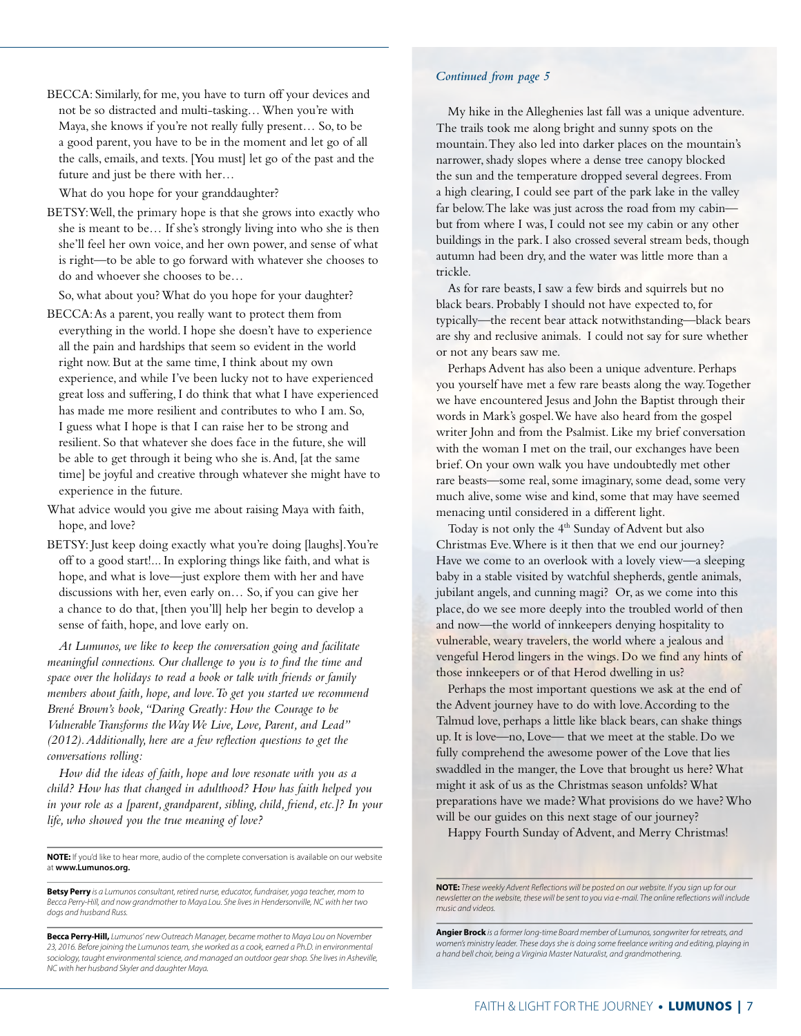BECCA: Similarly, for me, you have to turn off your devices and not be so distracted and multi-tasking… When you're with Maya, she knows if you're not really fully present… So, to be a good parent, you have to be in the moment and let go of all the calls, emails, and texts. [You must] let go of the past and the future and just be there with her…

What do you hope for your granddaughter?

BETSY: Well, the primary hope is that she grows into exactly who she is meant to be… If she's strongly living into who she is then she'll feel her own voice, and her own power, and sense of what is right—to be able to go forward with whatever she chooses to do and whoever she chooses to be…

So, what about you? What do you hope for your daughter?

BECCA: As a parent, you really want to protect them from everything in the world. I hope she doesn't have to experience all the pain and hardships that seem so evident in the world right now. But at the same time, I think about my own experience, and while I've been lucky not to have experienced great loss and suffering, I do think that what I have experienced has made me more resilient and contributes to who I am. So, I guess what I hope is that I can raise her to be strong and resilient. So that whatever she does face in the future, she will be able to get through it being who she is. And, [at the same time] be joyful and creative through whatever she might have to experience in the future.

What advice would you give me about raising Maya with faith, hope, and love?

BETSY: Just keep doing exactly what you're doing [laughs]. You're off to a good start!... In exploring things like faith, and what is hope, and what is love—just explore them with her and have discussions with her, even early on… So, if you can give her a chance to do that, [then you'll] help her begin to develop a sense of faith, hope, and love early on.

*At Lumunos, we like to keep the conversation going and facilitate meaningful connections. Our challenge to you is to find the time and space over the holidays to read a book or talk with friends or family members about faith, hope, and love. To get you started we recommend Brené Brown's book, "Daring Greatly: How the Courage to be Vulnerable Transforms the Way We Live, Love, Parent, and Lead" (2012). Additionally, here are a few reflection questions to get the conversations rolling:*

*How did the ideas of faith, hope and love resonate with you as a child? How has that changed in adulthood? How has faith helped you in your role as a [parent, grandparent, sibling, child, friend, etc.]? In your life, who showed you the true meaning of love?*

**NOTE:** If you'd like to hear more, audio of the complete conversation is available on our website at **www.Lumunos.org.**

**Betsy Perry** *is a Lumunos consultant, retired nurse, educator, fundraiser, yoga teacher, mom to Becca Perry-Hill, and now grandmother to Maya Lou. She lives in Hendersonville, NC with her two dogs and husband Russ.*

**Becca Perry-Hill,** *Lumunos' new Outreach Manager, became mother to Maya Lou on November 23, 2016. Before joining the Lumunos team, she worked as a cook, earned a Ph.D. in environmental sociology, taught environmental science, and managed an outdoor gear shop. She lives in Asheville, NC with her husband Skyler and daughter Maya.*

*Continued from page 5*

My hike in the Alleghenies last fall was a unique adventure. The trails took me along bright and sunny spots on the mountain. They also led into darker places on the mountain's narrower, shady slopes where a dense tree canopy blocked the sun and the temperature dropped several degrees. From a high clearing, I could see part of the park lake in the valley far below. The lake was just across the road from my cabin—but from where I was, I could not see my cabin or any other buildings in the park. I also crossed several stream beds, though autumn had been dry, and the water was little more than a trickle.

As for rare beasts, I saw a few birds and squirrels but no black bears. Probably I should not have expected to, for typically—the recent bear attack notwithstanding—black bears are shy and reclusive animals. I could not say for sure whether or not any bears saw me.

Perhaps Advent has also been a unique adventure. Perhaps you yourself have met a few rare beasts along the way. Together we have encountered Jesus and John the Baptist through their words in Mark's gospel. We have also heard from the gospel writer John and from the Psalmist. Like my brief conversation with the woman I met on the trail, our exchanges have been brief. On your own walk you have undoubtedly met other rare beasts—some real, some imaginary, some dead, some very much alive, some wise and kind, some that may have seemed menacing until considered in a different light.

Today is not only the 4th Sunday of Advent but also Christmas Eve. Where is it then that we end our journey? Have we come to an overlook with a lovely view—a sleeping baby in a stable visited by watchful shepherds, gentle animals, jubilant angels, and cunning magi? Or, as we come into this place, do we see more deeply into the troubled world of then and now—the world of innkeepers denying hospitality to vulnerable, weary travelers, the world where a jealous and vengeful Herod lingers in the wings. Do we find any hints of those innkeepers or of that Herod dwelling in us?

Perhaps the most important questions we ask at the end of the Advent journey have to do with love. According to the Talmud love, perhaps a little like black bears, can shake things up. It is love—no, Love— that we meet at the stable. Do we fully comprehend the awesome power of the Love that lies swaddled in the manger, the Love that brought us here? What might it ask of us as the Christmas season unfolds? What preparations have we made? What provisions do we have? Who will be our guides on this next stage of our journey?

Happy Fourth Sunday of Advent, and Merry Christmas!

**NOTE:** *These weekly Advent Reflections will be posted on our website. If you sign up for our newsletter on the website, these will be sent to you via e-mail. The online reflections will include music and videos.*

**Angier Brock** *is a former long-time Board member of Lumunos, songwriter for retreats, and women's ministry leader. These days she is doing some freelance writing and editing, playing in a hand bell choir, being a Virginia Master Naturalist, and grandmothering.*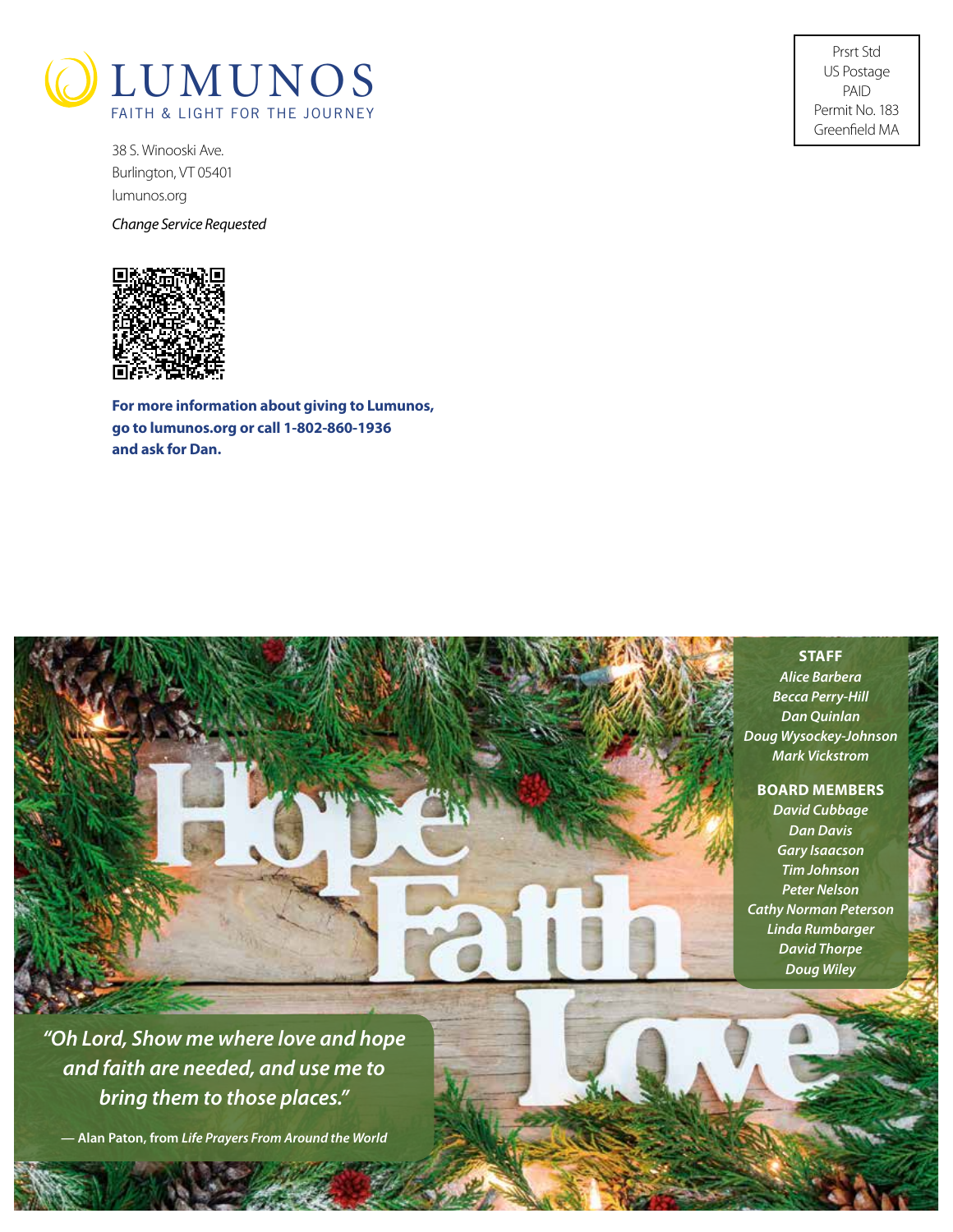LUMUNOS
FAITH & LIGHT FOR THE JOURNEY

38 S. Winooski Ave.
Burlington, VT 05401
lumunos.org

*Change Service Requested*

Prsrt Std
US Postage
PAID
Permit No. 183
Greenfield MA

**For more information about giving to Lumunos, go to lumunos.org or call 1-802-860-1936 and ask for Dan.**

Hope
Faith
Love

**STAFF**
*Alice Barbera*
*Becca Perry-Hill*
*Dan Quinlan*
*Doug Wysockey-Johnson*
*Mark Vickstrom*

**BOARD MEMBERS**
*David Cubbage*
*Dan Davis*
*Gary Isaacson*
*Tim Johnson*
*Peter Nelson*
*Cathy Norman Peterson*
*Linda Rumbarger*
*David Thorpe*
*Doug Wiley*

*"Oh Lord, Show me where love and hope and faith are needed, and use me to bring them to those places."*

**— Alan Paton, from *Life Prayers From Around the World***